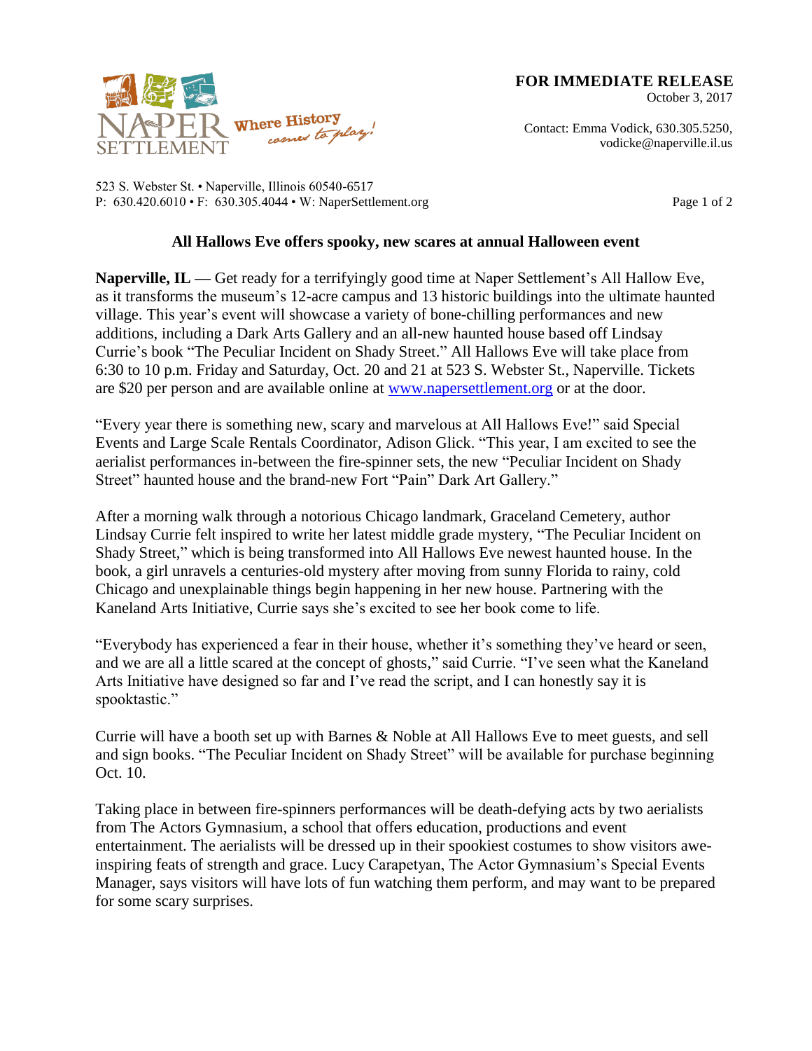**FOR IMMEDIATE RELEASE**
October 3, 2017

Contact: Emma Vodick, 630.305.5250, vodicke@naperville.il.us

NAPER SETTLEMENT Where History comes to play!

523 S. Webster St. • Naperville, Illinois 60540-6517
P: 630.420.6010 • F: 630.305.4044 • W: NaperSettlement.org

## All Hallows Eve offers spooky, new scares at annual Halloween event

**Naperville, IL —** Get ready for a terrifyingly good time at Naper Settlement's All Hallow Eve, as it transforms the museum's 12-acre campus and 13 historic buildings into the ultimate haunted village. This year's event will showcase a variety of bone-chilling performances and new additions, including a Dark Arts Gallery and an all-new haunted house based off Lindsay Currie's book "The Peculiar Incident on Shady Street." All Hallows Eve will take place from 6:30 to 10 p.m. Friday and Saturday, Oct. 20 and 21 at 523 S. Webster St., Naperville. Tickets are $20 per person and are available online at [www.napersettlement.org](www.napersettlement.org) or at the door.

"Every year there is something new, scary and marvelous at All Hallows Eve!" said Special Events and Large Scale Rentals Coordinator, Adison Glick. "This year, I am excited to see the aerialist performances in-between the fire-spinner sets, the new "Peculiar Incident on Shady Street" haunted house and the brand-new Fort "Pain" Dark Art Gallery."

After a morning walk through a notorious Chicago landmark, Graceland Cemetery, author Lindsay Currie felt inspired to write her latest middle grade mystery, "The Peculiar Incident on Shady Street," which is being transformed into All Hallows Eve newest haunted house. In the book, a girl unravels a centuries-old mystery after moving from sunny Florida to rainy, cold Chicago and unexplainable things begin happening in her new house. Partnering with the Kaneland Arts Initiative, Currie says she's excited to see her book come to life.

"Everybody has experienced a fear in their house, whether it's something they've heard or seen, and we are all a little scared at the concept of ghosts," said Currie. "I've seen what the Kaneland Arts Initiative have designed so far and I've read the script, and I can honestly say it is spooktastic."

Currie will have a booth set up with Barnes & Noble at All Hallows Eve to meet guests, and sell and sign books. "The Peculiar Incident on Shady Street" will be available for purchase beginning Oct. 10.

Taking place in between fire-spinners performances will be death-defying acts by two aerialists from The Actors Gymnasium, a school that offers education, productions and event entertainment. The aerialists will be dressed up in their spookiest costumes to show visitors awe-inspiring feats of strength and grace. Lucy Carapetyan, The Actor Gymnasium's Special Events Manager, says visitors will have lots of fun watching them perform, and may want to be prepared for some scary surprises.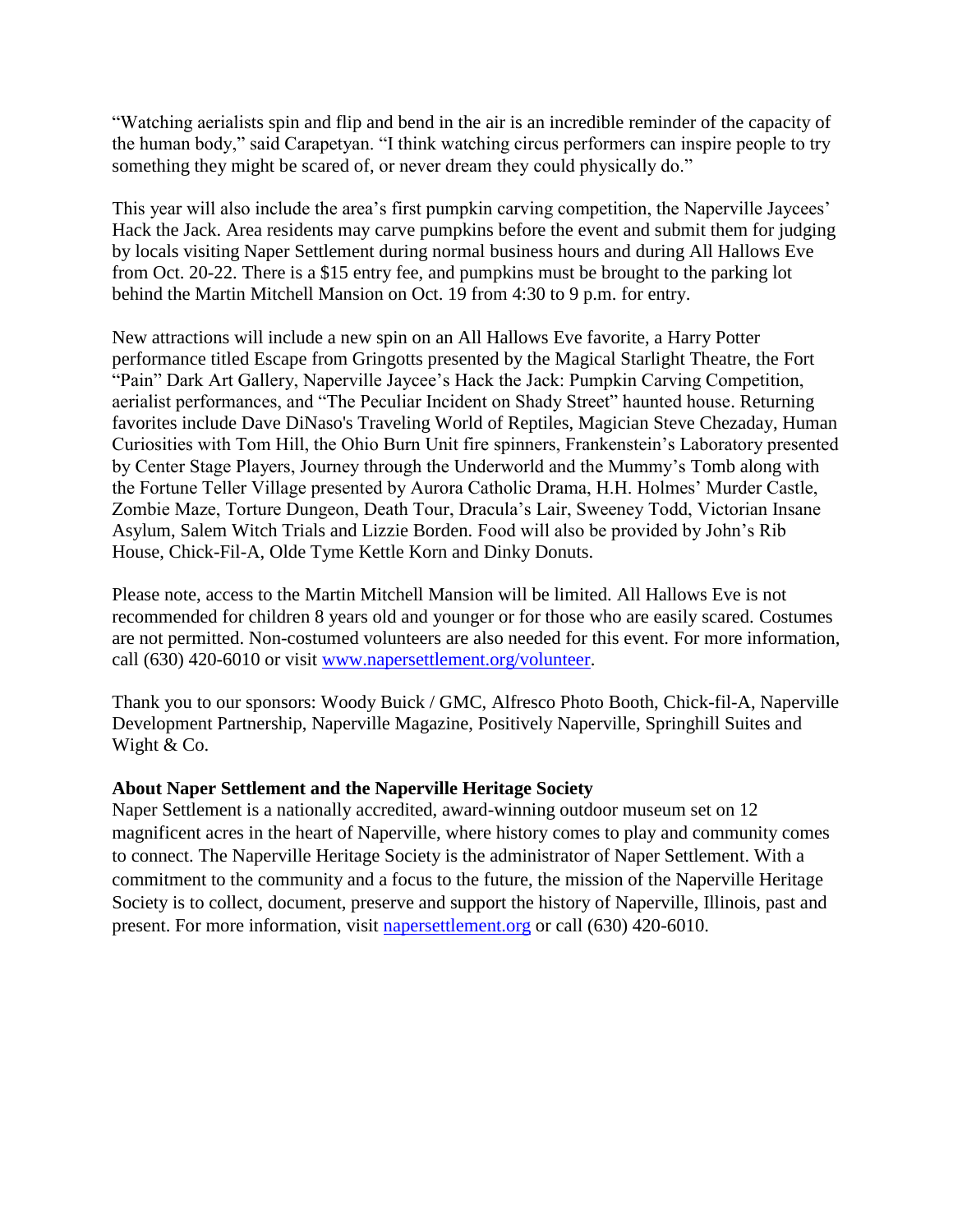"Watching aerialists spin and flip and bend in the air is an incredible reminder of the capacity of the human body," said Carapetyan. "I think watching circus performers can inspire people to try something they might be scared of, or never dream they could physically do."

This year will also include the area's first pumpkin carving competition, the Naperville Jaycees' Hack the Jack. Area residents may carve pumpkins before the event and submit them for judging by locals visiting Naper Settlement during normal business hours and during All Hallows Eve from Oct. 20-22. There is a $15 entry fee, and pumpkins must be brought to the parking lot behind the Martin Mitchell Mansion on Oct. 19 from 4:30 to 9 p.m. for entry.

New attractions will include a new spin on an All Hallows Eve favorite, a Harry Potter performance titled Escape from Gringotts presented by the Magical Starlight Theatre, the Fort "Pain" Dark Art Gallery, Naperville Jaycee's Hack the Jack: Pumpkin Carving Competition, aerialist performances, and "The Peculiar Incident on Shady Street" haunted house. Returning favorites include Dave DiNaso's Traveling World of Reptiles, Magician Steve Chezaday, Human Curiosities with Tom Hill, the Ohio Burn Unit fire spinners, Frankenstein's Laboratory presented by Center Stage Players, Journey through the Underworld and the Mummy's Tomb along with the Fortune Teller Village presented by Aurora Catholic Drama, H.H. Holmes' Murder Castle, Zombie Maze, Torture Dungeon, Death Tour, Dracula's Lair, Sweeney Todd, Victorian Insane Asylum, Salem Witch Trials and Lizzie Borden. Food will also be provided by John's Rib House, Chick-Fil-A, Olde Tyme Kettle Korn and Dinky Donuts.

Please note, access to the Martin Mitchell Mansion will be limited. All Hallows Eve is not recommended for children 8 years old and younger or for those who are easily scared. Costumes are not permitted. Non-costumed volunteers are also needed for this event. For more information, call (630) 420-6010 or visit [www.napersettlement.org/volunteer](www.napersettlement.org/volunteer).

Thank you to our sponsors: Woody Buick / GMC, Alfresco Photo Booth, Chick-fil-A, Naperville Development Partnership, Naperville Magazine, Positively Naperville, Springhill Suites and Wight & Co.

**About Naper Settlement and the Naperville Heritage Society**

Naper Settlement is a nationally accredited, award-winning outdoor museum set on 12 magnificent acres in the heart of Naperville, where history comes to play and community comes to connect. The Naperville Heritage Society is the administrator of Naper Settlement. With a commitment to the community and a focus to the future, the mission of the Naperville Heritage Society is to collect, document, preserve and support the history of Naperville, Illinois, past and present. For more information, visit [napersettlement.org](napersettlement.org) or call (630) 420-6010.